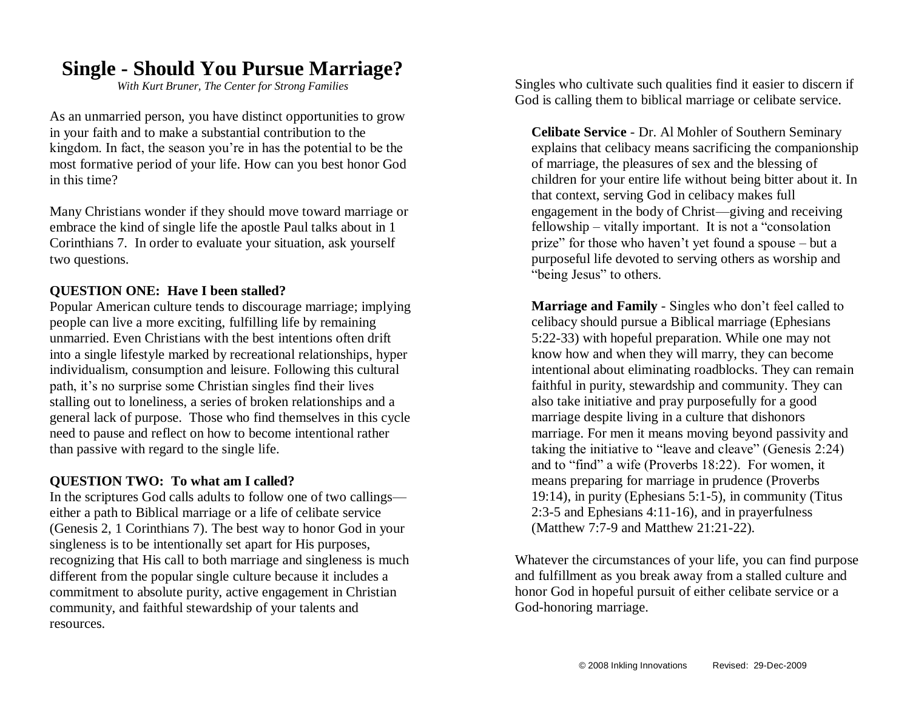# Single - Should You Pursue Marriage?

*With Kurt Bruner, The Center for Strong Families*

As an unmarried person, you have distinct opportunities to grow in your faith and to make a substantial contribution to the kingdom. In fact, the season you're in has the potential to be the most formative period of your life. How can you best honor God in this time?

Many Christians wonder if they should move toward marriage or embrace the kind of single life the apostle Paul talks about in 1 Corinthians 7. In order to evaluate your situation, ask yourself two questions.

**QUESTION ONE: Have I been stalled?**

Popular American culture tends to discourage marriage; implying people can live a more exciting, fulfilling life by remaining unmarried. Even Christians with the best intentions often drift into a single lifestyle marked by recreational relationships, hyper individualism, consumption and leisure. Following this cultural path, it's no surprise some Christian singles find their lives stalling out to loneliness, a series of broken relationships and a general lack of purpose. Those who find themselves in this cycle need to pause and reflect on how to become intentional rather than passive with regard to the single life.

**QUESTION TWO: To what am I called?**

In the scriptures God calls adults to follow one of two callings—either a path to Biblical marriage or a life of celibate service (Genesis 2, 1 Corinthians 7). The best way to honor God in your singleness is to be intentionally set apart for His purposes, recognizing that His call to both marriage and singleness is much different from the popular single culture because it includes a commitment to absolute purity, active engagement in Christian community, and faithful stewardship of your talents and resources.

Singles who cultivate such qualities find it easier to discern if God is calling them to biblical marriage or celibate service.

**Celibate Service** - Dr. Al Mohler of Southern Seminary explains that celibacy means sacrificing the companionship of marriage, the pleasures of sex and the blessing of children for your entire life without being bitter about it. In that context, serving God in celibacy makes full engagement in the body of Christ—giving and receiving fellowship – vitally important. It is not a "consolation prize" for those who haven't yet found a spouse – but a purposeful life devoted to serving others as worship and "being Jesus" to others.

**Marriage and Family** - Singles who don't feel called to celibacy should pursue a Biblical marriage (Ephesians 5:22-33) with hopeful preparation. While one may not know how and when they will marry, they can become intentional about eliminating roadblocks. They can remain faithful in purity, stewardship and community. They can also take initiative and pray purposefully for a good marriage despite living in a culture that dishonors marriage. For men it means moving beyond passivity and taking the initiative to "leave and cleave" (Genesis 2:24) and to "find" a wife (Proverbs 18:22). For women, it means preparing for marriage in prudence (Proverbs 19:14), in purity (Ephesians 5:1-5), in community (Titus 2:3-5 and Ephesians 4:11-16), and in prayerfulness (Matthew 7:7-9 and Matthew 21:21-22).

Whatever the circumstances of your life, you can find purpose and fulfillment as you break away from a stalled culture and honor God in hopeful pursuit of either celibate service or a God-honoring marriage.

© 2008 Inkling Innovations Revised: 29-Dec-2009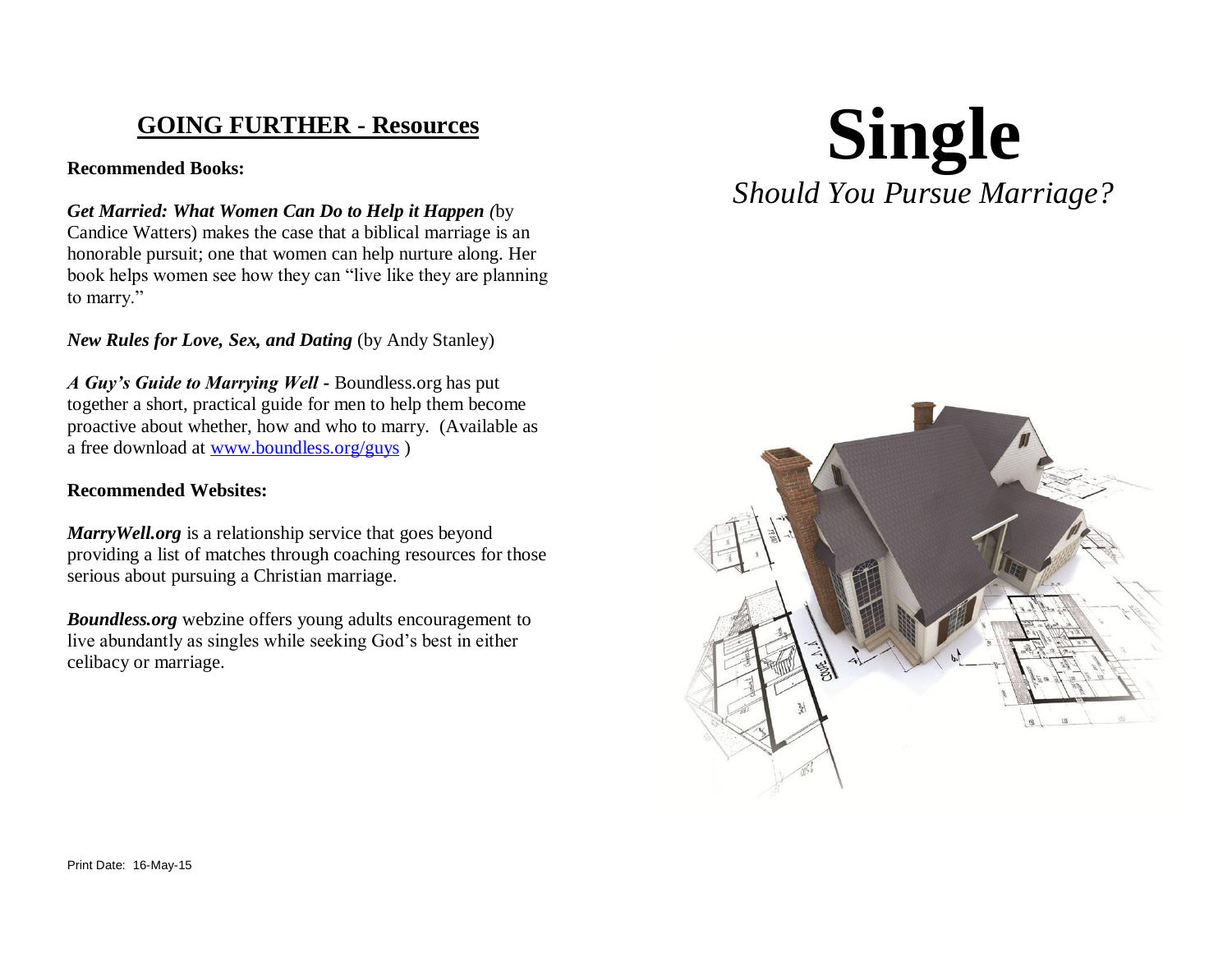## GOING FURTHER - Resources

**Recommended Books:**

***Get Married: What Women Can Do to Help it Happen*** (by Candice Watters) makes the case that a biblical marriage is an honorable pursuit; one that women can help nurture along. Her book helps women see how they can "live like they are planning to marry."

***New Rules for Love, Sex, and Dating*** (by Andy Stanley)

***A Guy's Guide to Marrying Well*** **-** Boundless.org has put together a short, practical guide for men to help them become proactive about whether, how and who to marry. (Available as a free download at [www.boundless.org/guys](http://www.boundless.org/guys) )

**Recommended Websites:**

***MarryWell.org*** is a relationship service that goes beyond providing a list of matches through coaching resources for those serious about pursuing a Christian marriage.

***Boundless.org*** webzine offers young adults encouragement to live abundantly as singles while seeking God's best in either celibacy or marriage.

Print Date: 16-May-15

# Single

*Should You Pursue Marriage?*